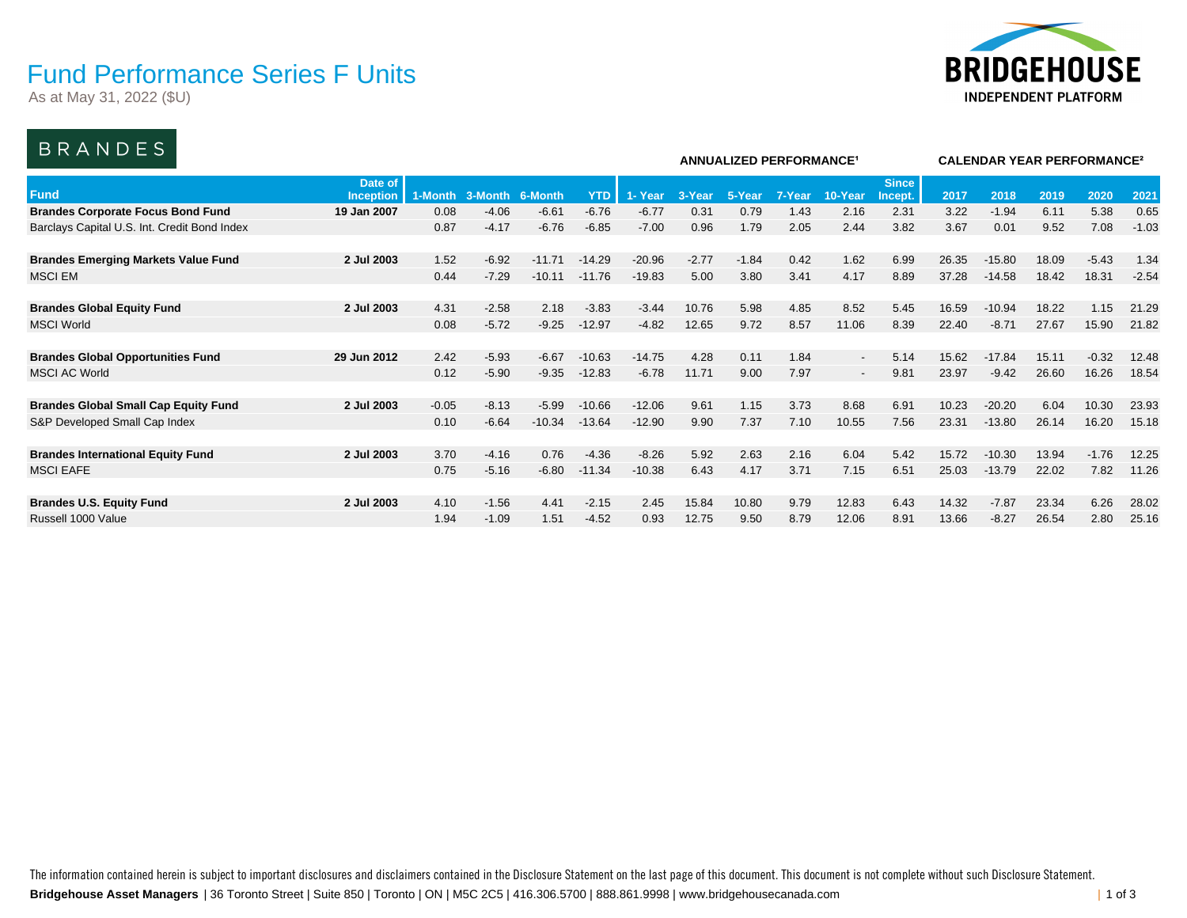# Fund Performance Series F Units

As at May 31, 2022 ($U)

BRIDGEHOUSE INDEPENDENT PLATFORM

## BRANDES

| Fund | Date of Inception | 1-Month | 3-Month | 6-Month | YTD | ANNUALIZED PERFORMANCE[1] 1- Year | 3-Year | 5-Year | 7-Year | 10-Year | Since Incept. | CALENDAR YEAR PERFORMANCE[2] 2017 | 2018 | 2019 | 2020 | 2021 |
|---|---|---|---|---|---|---|---|---|---|---|---|---|---|---|---|---|
| **Brandes Corporate Focus Bond Fund** | **19 Jan 2007** | 0.08 | -4.06 | -6.61 | -6.76 | -6.77 | 0.31 | 0.79 | 1.43 | 2.16 | 2.31 | 3.22 | -1.94 | 6.11 | 5.38 | 0.65 |
| Barclays Capital U.S. Int. Credit Bond Index | | 0.87 | -4.17 | -6.76 | -6.85 | -7.00 | 0.96 | 1.79 | 2.05 | 2.44 | 3.82 | 3.67 | 0.01 | 9.52 | 7.08 | -1.03 |
| **Brandes Emerging Markets Value Fund** | **2 Jul 2003** | 1.52 | -6.92 | -11.71 | -14.29 | -20.96 | -2.77 | -1.84 | 0.42 | 1.62 | 6.99 | 26.35 | -15.80 | 18.09 | -5.43 | 1.34 |
| MSCI EM | | 0.44 | -7.29 | -10.11 | -11.76 | -19.83 | 5.00 | 3.80 | 3.41 | 4.17 | 8.89 | 37.28 | -14.58 | 18.42 | 18.31 | -2.54 |
| **Brandes Global Equity Fund** | **2 Jul 2003** | 4.31 | -2.58 | 2.18 | -3.83 | -3.44 | 10.76 | 5.98 | 4.85 | 8.52 | 5.45 | 16.59 | -10.94 | 18.22 | 1.15 | 21.29 |
| MSCI World | | 0.08 | -5.72 | -9.25 | -12.97 | -4.82 | 12.65 | 9.72 | 8.57 | 11.06 | 8.39 | 22.40 | -8.71 | 27.67 | 15.90 | 21.82 |
| **Brandes Global Opportunities Fund** | **29 Jun 2012** | 2.42 | -5.93 | -6.67 | -10.63 | -14.75 | 4.28 | 0.11 | 1.84 | - | 5.14 | 15.62 | -17.84 | 15.11 | -0.32 | 12.48 |
| MSCI AC World | | 0.12 | -5.90 | -9.35 | -12.83 | -6.78 | 11.71 | 9.00 | 7.97 | - | 9.81 | 23.97 | -9.42 | 26.60 | 16.26 | 18.54 |
| **Brandes Global Small Cap Equity Fund** | **2 Jul 2003** | -0.05 | -8.13 | -5.99 | -10.66 | -12.06 | 9.61 | 1.15 | 3.73 | 8.68 | 6.91 | 10.23 | -20.20 | 6.04 | 10.30 | 23.93 |
| S&P Developed Small Cap Index | | 0.10 | -6.64 | -10.34 | -13.64 | -12.90 | 9.90 | 7.37 | 7.10 | 10.55 | 7.56 | 23.31 | -13.80 | 26.14 | 16.20 | 15.18 |
| **Brandes International Equity Fund** | **2 Jul 2003** | 3.70 | -4.16 | 0.76 | -4.36 | -8.26 | 5.92 | 2.63 | 2.16 | 6.04 | 5.42 | 15.72 | -10.30 | 13.94 | -1.76 | 12.25 |
| MSCI EAFE | | 0.75 | -5.16 | -6.80 | -11.34 | -10.38 | 6.43 | 4.17 | 3.71 | 7.15 | 6.51 | 25.03 | -13.79 | 22.02 | 7.82 | 11.26 |
| **Brandes U.S. Equity Fund** | **2 Jul 2003** | 4.10 | -1.56 | 4.41 | -2.15 | 2.45 | 15.84 | 10.80 | 9.79 | 12.83 | 6.43 | 14.32 | -7.87 | 23.34 | 6.26 | 28.02 |
| Russell 1000 Value | | 1.94 | -1.09 | 1.51 | -4.52 | 0.93 | 12.75 | 9.50 | 8.79 | 12.06 | 8.91 | 13.66 | -8.27 | 26.54 | 2.80 | 25.16 |

The information contained herein is subject to important disclosures and disclaimers contained in the Disclosure Statement on the last page of this document. This document is not complete without such Disclosure Statement.

**Bridgehouse Asset Managers** | 36 Toronto Street | Suite 850 | Toronto | ON | M5C 2C5 | 416.306.5700 | 888.861.9998 | www.bridgehousecanada.com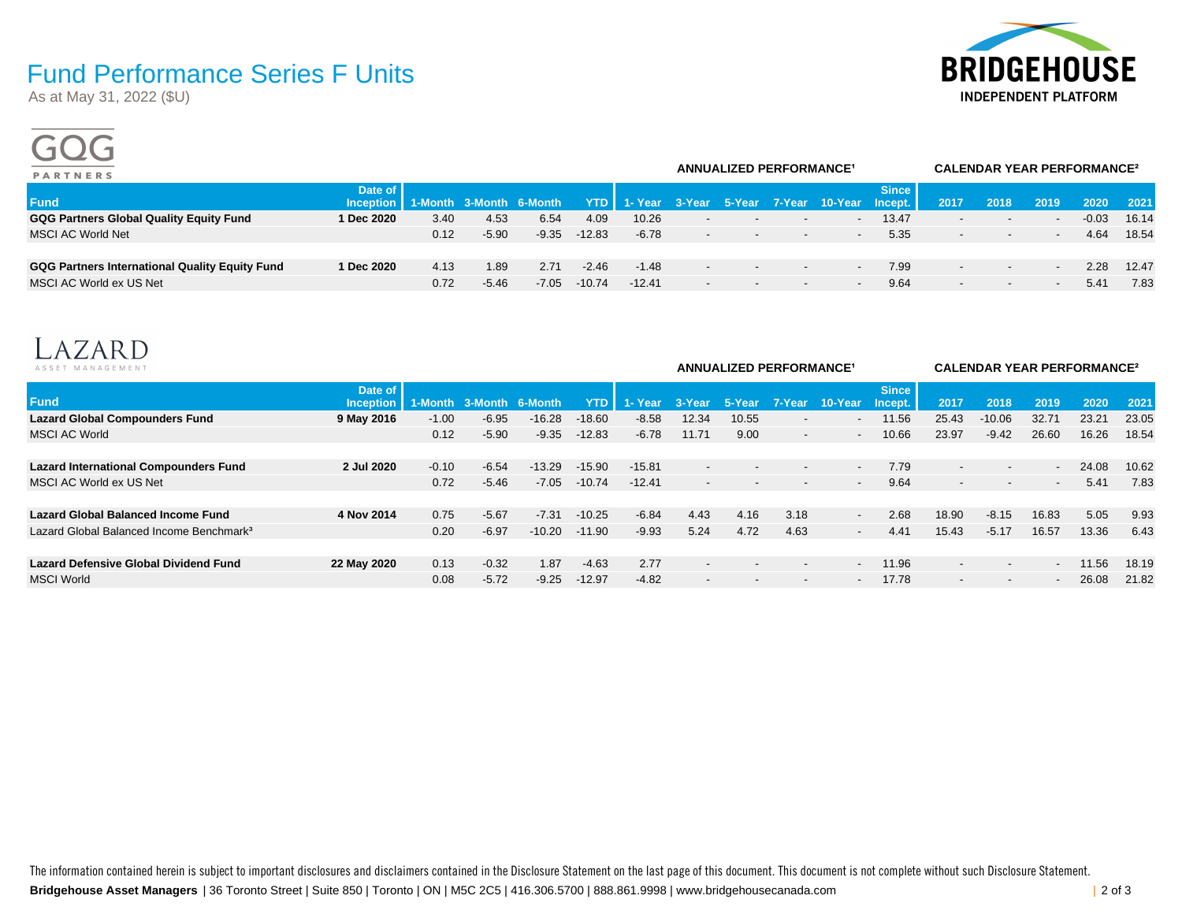# Fund Performance Series F Units

As at May 31, 2022 ($U)

BRIDGEHOUSE INDEPENDENT PLATFORM

## GQG PARTNERS

| Fund | Date of Inception | 1-Month | 3-Month | 6-Month | YTD | 1- Year | 3-Year | 5-Year | 7-Year | 10-Year | Since Incept. | 2017 | 2018 | 2019 | 2020 | 2021 |
|---|---|---|---|---|---|---|---|---|---|---|---|---|---|---|---|---|
| | | | | | | ANNUALIZED PERFORMANCE[1] | | | | | | CALENDAR YEAR PERFORMANCE[2] | | | | |
| **GQG Partners Global Quality Equity Fund** | **1 Dec 2020** | 3.40 | 4.53 | 6.54 | 4.09 | 10.26 | - | - | - | - | 13.47 | - | - | - | -0.03 | 16.14 |
| MSCI AC World Net | | 0.12 | -5.90 | -9.35 | -12.83 | -6.78 | - | - | - | - | 5.35 | - | - | - | 4.64 | 18.54 |
| **GQG Partners International Quality Equity Fund** | **1 Dec 2020** | 4.13 | 1.89 | 2.71 | -2.46 | -1.48 | - | - | - | - | 7.99 | - | - | - | 2.28 | 12.47 |
| MSCI AC World ex US Net | | 0.72 | -5.46 | -7.05 | -10.74 | -12.41 | - | - | - | - | 9.64 | - | - | - | 5.41 | 7.83 |

## LAZARD ASSET MANAGEMENT

| Fund | Date of Inception | 1-Month | 3-Month | 6-Month | YTD | 1- Year | 3-Year | 5-Year | 7-Year | 10-Year | Since Incept. | 2017 | 2018 | 2019 | 2020 | 2021 |
|---|---|---|---|---|---|---|---|---|---|---|---|---|---|---|---|---|
| | | | | | | ANNUALIZED PERFORMANCE[1] | | | | | | CALENDAR YEAR PERFORMANCE[2] | | | | |
| **Lazard Global Compounders Fund** | **9 May 2016** | -1.00 | -6.95 | -16.28 | -18.60 | -8.58 | 12.34 | 10.55 | - | - | 11.56 | 25.43 | -10.06 | 32.71 | 23.21 | 23.05 |
| MSCI AC World | | 0.12 | -5.90 | -9.35 | -12.83 | -6.78 | 11.71 | 9.00 | - | - | 10.66 | 23.97 | -9.42 | 26.60 | 16.26 | 18.54 |
| **Lazard International Compounders Fund** | **2 Jul 2020** | -0.10 | -6.54 | -13.29 | -15.90 | -15.81 | - | - | - | - | 7.79 | - | - | - | 24.08 | 10.62 |
| MSCI AC World ex US Net | | 0.72 | -5.46 | -7.05 | -10.74 | -12.41 | - | - | - | - | 9.64 | - | - | - | 5.41 | 7.83 |
| **Lazard Global Balanced Income Fund** | **4 Nov 2014** | 0.75 | -5.67 | -7.31 | -10.25 | -6.84 | 4.43 | 4.16 | 3.18 | - | 2.68 | 18.90 | -8.15 | 16.83 | 5.05 | 9.93 |
| Lazard Global Balanced Income Benchmark[3] | | 0.20 | -6.97 | -10.20 | -11.90 | -9.93 | 5.24 | 4.72 | 4.63 | - | 4.41 | 15.43 | -5.17 | 16.57 | 13.36 | 6.43 |
| **Lazard Defensive Global Dividend Fund** | **22 May 2020** | 0.13 | -0.32 | 1.87 | -4.63 | 2.77 | - | - | - | - | 11.96 | - | - | - | 11.56 | 18.19 |
| MSCI World | | 0.08 | -5.72 | -9.25 | -12.97 | -4.82 | - | - | - | - | 17.78 | - | - | - | 26.08 | 21.82 |

The information contained herein is subject to important disclosures and disclaimers contained in the Disclosure Statement on the last page of this document. This document is not complete without such Disclosure Statement.

**Bridgehouse Asset Managers** | 36 Toronto Street | Suite 850 | Toronto | ON | M5C 2C5 | 416.306.5700 | 888.861.9998 | www.bridgehousecanada.com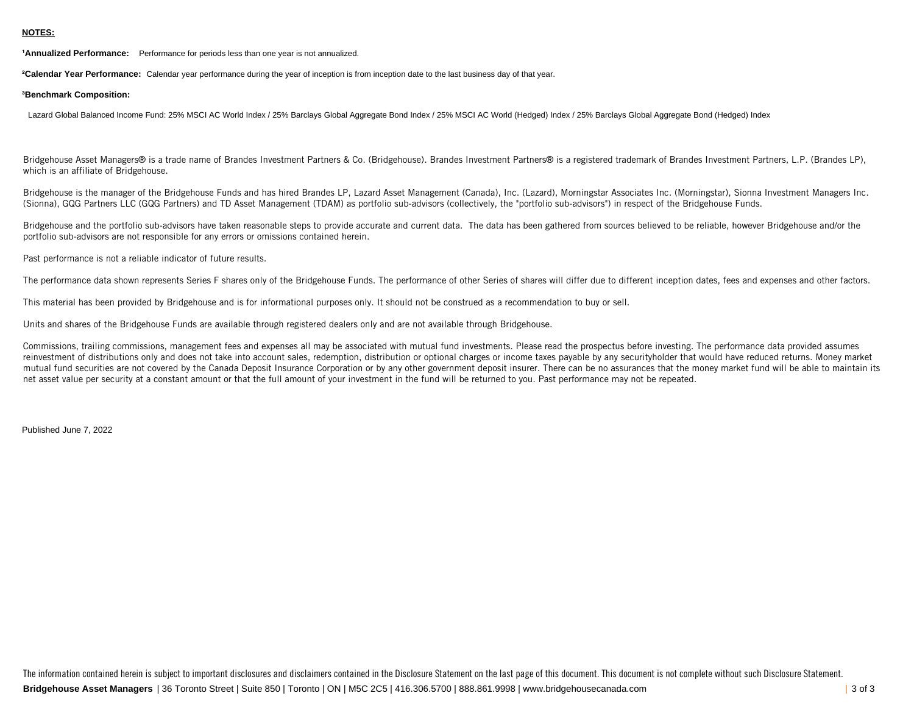**NOTES:**

**[1]Annualized Performance:** Performance for periods less than one year is not annualized.

**[2]Calendar Year Performance:** Calendar year performance during the year of inception is from inception date to the last business day of that year.

**[3]Benchmark Composition:**

Lazard Global Balanced Income Fund: 25% MSCI AC World Index / 25% Barclays Global Aggregate Bond Index / 25% MSCI AC World (Hedged) Index / 25% Barclays Global Aggregate Bond (Hedged) Index

Bridgehouse Asset Managers® is a trade name of Brandes Investment Partners & Co. (Bridgehouse). Brandes Investment Partners® is a registered trademark of Brandes Investment Partners, L.P. (Brandes LP), which is an affiliate of Bridgehouse.

Bridgehouse is the manager of the Bridgehouse Funds and has hired Brandes LP, Lazard Asset Management (Canada), Inc. (Lazard), Morningstar Associates Inc. (Morningstar), Sionna Investment Managers Inc. (Sionna), GQG Partners LLC (GQG Partners) and TD Asset Management (TDAM) as portfolio sub-advisors (collectively, the "portfolio sub-advisors") in respect of the Bridgehouse Funds.

Bridgehouse and the portfolio sub-advisors have taken reasonable steps to provide accurate and current data. The data has been gathered from sources believed to be reliable, however Bridgehouse and/or the portfolio sub-advisors are not responsible for any errors or omissions contained herein.

Past performance is not a reliable indicator of future results.

The performance data shown represents Series F shares only of the Bridgehouse Funds. The performance of other Series of shares will differ due to different inception dates, fees and expenses and other factors.

This material has been provided by Bridgehouse and is for informational purposes only. It should not be construed as a recommendation to buy or sell.

Units and shares of the Bridgehouse Funds are available through registered dealers only and are not available through Bridgehouse.

Commissions, trailing commissions, management fees and expenses all may be associated with mutual fund investments. Please read the prospectus before investing. The performance data provided assumes reinvestment of distributions only and does not take into account sales, redemption, distribution or optional charges or income taxes payable by any securityholder that would have reduced returns. Money market mutual fund securities are not covered by the Canada Deposit Insurance Corporation or by any other government deposit insurer. There can be no assurances that the money market fund will be able to maintain its net asset value per security at a constant amount or that the full amount of your investment in the fund will be returned to you. Past performance may not be repeated.

Published June 7, 2022

The information contained herein is subject to important disclosures and disclaimers contained in the Disclosure Statement on the last page of this document. This document is not complete without such Disclosure Statement.

**Bridgehouse Asset Managers** | 36 Toronto Street | Suite 850 | Toronto | ON | M5C 2C5 | 416.306.5700 | 888.861.9998 | www.bridgehousecanada.com